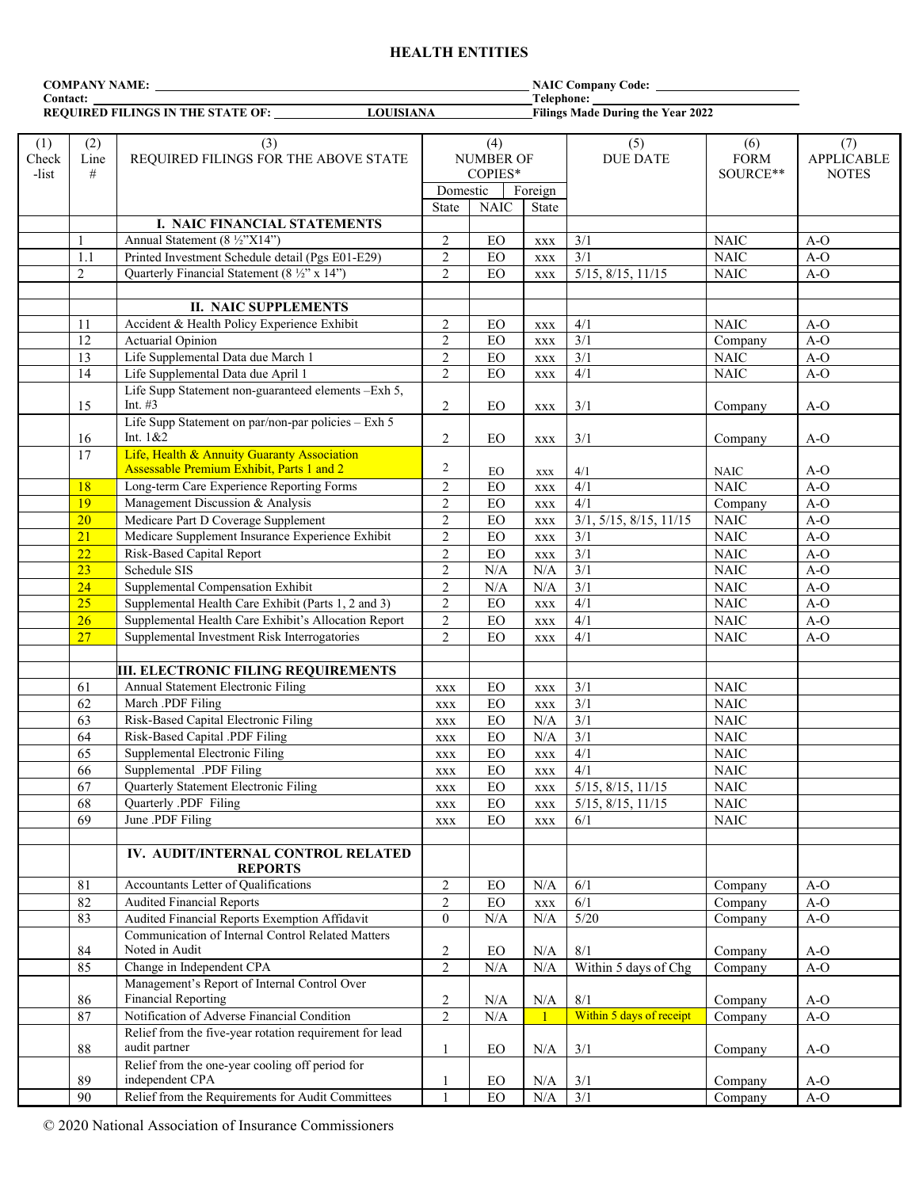## HEALTH ENTITIES

**COMPANY NAME:** ______________________ **NAIC Company Code:** ______________

**Contact:** ______________________ **Telephone:** ______________

**REQUIRED FILINGS IN THE STATE OF:** LOUISIANA **Filings Made During the Year 2022**

| (1) Check -list | (2) Line # | (3) REQUIRED FILINGS FOR THE ABOVE STATE | (4) NUMBER OF COPIES* | | | (5) DUE DATE | (6) FORM SOURCE** | (7) APPLICABLE NOTES |
|---|---|---|---|---|---|---|---|---|
| | | | Domestic | | Foreign | | | |
| | | | State | NAIC | State | | | |
| | | **I. NAIC FINANCIAL STATEMENTS** | | | | | | |
| | 1 | Annual Statement (8 ½"X14") | 2 | EO | xxx | 3/1 | NAIC | A-O |
| | 1.1 | Printed Investment Schedule detail (Pgs E01-E29) | 2 | EO | xxx | 3/1 | NAIC | A-O |
| | 2 | Quarterly Financial Statement (8 ½" x 14") | 2 | EO | xxx | 5/15, 8/15, 11/15 | NAIC | A-O |
| | | **II. NAIC SUPPLEMENTS** | | | | | | |
| | 11 | Accident & Health Policy Experience Exhibit | 2 | EO | xxx | 4/1 | NAIC | A-O |
| | 12 | Actuarial Opinion | 2 | EO | xxx | 3/1 | Company | A-O |
| | 13 | Life Supplemental Data due March 1 | 2 | EO | xxx | 3/1 | NAIC | A-O |
| | 14 | Life Supplemental Data due April 1 | 2 | EO | xxx | 4/1 | NAIC | A-O |
| | 15 | Life Supp Statement non-guaranteed elements –Exh 5, Int. #3 | 2 | EO | xxx | 3/1 | Company | A-O |
| | 16 | Life Supp Statement on par/non-par policies – Exh 5 Int. 1&2 | 2 | EO | xxx | 3/1 | Company | A-O |
| | 17 | Life, Health & Annuity Guaranty Association Assessable Premium Exhibit, Parts 1 and 2 | 2 | EO | xxx | 4/1 | NAIC | A-O |
| | 18 | Long-term Care Experience Reporting Forms | 2 | EO | xxx | 4/1 | NAIC | A-O |
| | 19 | Management Discussion & Analysis | 2 | EO | xxx | 4/1 | Company | A-O |
| | 20 | Medicare Part D Coverage Supplement | 2 | EO | xxx | 3/1, 5/15, 8/15, 11/15 | NAIC | A-O |
| | 21 | Medicare Supplement Insurance Experience Exhibit | 2 | EO | xxx | 3/1 | NAIC | A-O |
| | 22 | Risk-Based Capital Report | 2 | EO | xxx | 3/1 | NAIC | A-O |
| | 23 | Schedule SIS | 2 | N/A | N/A | 3/1 | NAIC | A-O |
| | 24 | Supplemental Compensation Exhibit | 2 | N/A | N/A | 3/1 | NAIC | A-O |
| | 25 | Supplemental Health Care Exhibit (Parts 1, 2 and 3) | 2 | EO | xxx | 4/1 | NAIC | A-O |
| | 26 | Supplemental Health Care Exhibit's Allocation Report | 2 | EO | xxx | 4/1 | NAIC | A-O |
| | 27 | Supplemental Investment Risk Interrogatories | 2 | EO | xxx | 4/1 | NAIC | A-O |
| | | **III. ELECTRONIC FILING REQUIREMENTS** | | | | | | |
| | 61 | Annual Statement Electronic Filing | xxx | EO | xxx | 3/1 | NAIC | |
| | 62 | March .PDF Filing | xxx | EO | xxx | 3/1 | NAIC | |
| | 63 | Risk-Based Capital Electronic Filing | xxx | EO | N/A | 3/1 | NAIC | |
| | 64 | Risk-Based Capital .PDF Filing | xxx | EO | N/A | 3/1 | NAIC | |
| | 65 | Supplemental Electronic Filing | xxx | EO | xxx | 4/1 | NAIC | |
| | 66 | Supplemental .PDF Filing | xxx | EO | xxx | 4/1 | NAIC | |
| | 67 | Quarterly Statement Electronic Filing | xxx | EO | xxx | 5/15, 8/15, 11/15 | NAIC | |
| | 68 | Quarterly .PDF Filing | xxx | EO | xxx | 5/15, 8/15, 11/15 | NAIC | |
| | 69 | June .PDF Filing | xxx | EO | xxx | 6/1 | NAIC | |
| | | **IV. AUDIT/INTERNAL CONTROL RELATED REPORTS** | | | | | | |
| | 81 | Accountants Letter of Qualifications | 2 | EO | N/A | 6/1 | Company | A-O |
| | 82 | Audited Financial Reports | 2 | EO | xxx | 6/1 | Company | A-O |
| | 83 | Audited Financial Reports Exemption Affidavit | 0 | N/A | N/A | 5/20 | Company | A-O |
| | 84 | Communication of Internal Control Related Matters Noted in Audit | 2 | EO | N/A | 8/1 | Company | A-O |
| | 85 | Change in Independent CPA | 2 | N/A | N/A | Within 5 days of Chg | Company | A-O |
| | 86 | Management's Report of Internal Control Over Financial Reporting | 2 | N/A | N/A | 8/1 | Company | A-O |
| | 87 | Notification of Adverse Financial Condition | 2 | N/A | 1 | Within 5 days of receipt | Company | A-O |
| | 88 | Relief from the five-year rotation requirement for lead audit partner | 1 | EO | N/A | 3/1 | Company | A-O |
| | 89 | Relief from the one-year cooling off period for independent CPA | 1 | EO | N/A | 3/1 | Company | A-O |
| | 90 | Relief from the Requirements for Audit Committees | 1 | EO | N/A | 3/1 | Company | A-O |

© 2020 National Association of Insurance Commissioners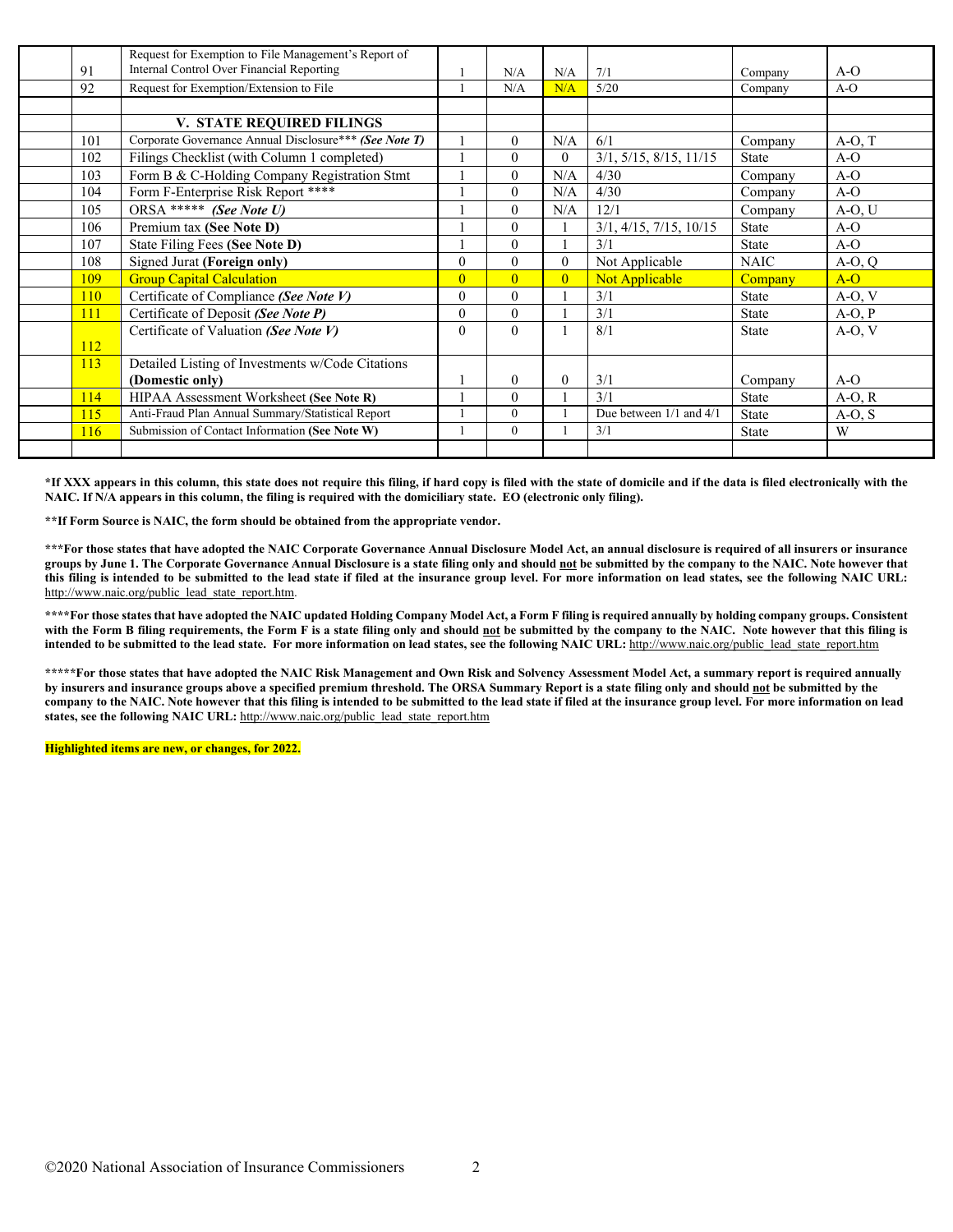| | | | | | | | |
|---|---|---|---|---|---|---|---|
| 91 | Request for Exemption to File Management's Report of Internal Control Over Financial Reporting | 1 | N/A | N/A | 7/1 | Company | A-O |
| 92 | Request for Exemption/Extension to File | 1 | N/A | N/A | 5/20 | Company | A-O |
| | | | | | | | |
| | **V. STATE REQUIRED FILINGS** | | | | | | |
| 101 | Corporate Governance Annual Disclosure*** ***(See Note T)*** | 1 | 0 | N/A | 6/1 | Company | A-O, T |
| 102 | Filings Checklist (with Column 1 completed) | 1 | 0 | 0 | 3/1, 5/15, 8/15, 11/15 | State | A-O |
| 103 | Form B & C-Holding Company Registration Stmt | 1 | 0 | N/A | 4/30 | Company | A-O |
| 104 | Form F-Enterprise Risk Report **** | 1 | 0 | N/A | 4/30 | Company | A-O |
| 105 | ORSA ***** ***(See Note U)*** | 1 | 0 | N/A | 12/1 | Company | A-O, U |
| 106 | Premium tax **(See Note D)** | 1 | 0 | 1 | 3/1, 4/15, 7/15, 10/15 | State | A-O |
| 107 | State Filing Fees **(See Note D)** | 1 | 0 | 1 | 3/1 | State | A-O |
| 108 | Signed Jurat **(Foreign only)** | 0 | 0 | 0 | Not Applicable | NAIC | A-O, Q |
| 109 | Group Capital Calculation | 0 | 0 | 0 | Not Applicable | Company | A-O |
| 110 | Certificate of Compliance ***(See Note V)*** | 0 | 0 | 1 | 3/1 | State | A-O, V |
| 111 | Certificate of Deposit ***(See Note P)*** | 0 | 0 | 1 | 3/1 | State | A-O, P |
| 112 | Certificate of Valuation ***(See Note V)*** | 0 | 0 | 1 | 8/1 | State | A-O, V |
| 113 | Detailed Listing of Investments w/Code Citations **(Domestic only)** | 1 | 0 | 0 | 3/1 | Company | A-O |
| 114 | HIPAA Assessment Worksheet **(See Note R)** | 1 | 0 | 1 | 3/1 | State | A-O, R |
| 115 | Anti-Fraud Plan Annual Summary/Statistical Report | 1 | 0 | 1 | Due between 1/1 and 4/1 | State | A-O, S |
| 116 | Submission of Contact Information **(See Note W)** | 1 | 0 | 1 | 3/1 | State | W |
| | | | | | | | |

**\*If XXX appears in this column, this state does not require this filing, if hard copy is filed with the state of domicile and if the data is filed electronically with the NAIC. If N/A appears in this column, the filing is required with the domiciliary state. EO (electronic only filing).**

**\*\*If Form Source is NAIC, the form should be obtained from the appropriate vendor.**

**\*\*\*For those states that have adopted the NAIC Corporate Governance Annual Disclosure Model Act, an annual disclosure is required of all insurers or insurance groups by June 1. The Corporate Governance Annual Disclosure is a state filing only and should not be submitted by the company to the NAIC. Note however that this filing is intended to be submitted to the lead state if filed at the insurance group level. For more information on lead states, see the following NAIC URL:** http://www.naic.org/public_lead_state_report.htm.

**\*\*\*\*For those states that have adopted the NAIC updated Holding Company Model Act, a Form F filing is required annually by holding company groups. Consistent with the Form B filing requirements, the Form F is a state filing only and should not be submitted by the company to the NAIC. Note however that this filing is intended to be submitted to the lead state. For more information on lead states, see the following NAIC URL:** http://www.naic.org/public_lead_state_report.htm

**\*\*\*\*\*For those states that have adopted the NAIC Risk Management and Own Risk and Solvency Assessment Model Act, a summary report is required annually by insurers and insurance groups above a specified premium threshold. The ORSA Summary Report is a state filing only and should not be submitted by the company to the NAIC. Note however that this filing is intended to be submitted to the lead state if filed at the insurance group level. For more information on lead states, see the following NAIC URL:** http://www.naic.org/public_lead_state_report.htm

**Highlighted items are new, or changes, for 2022.**

©2020 National Association of Insurance Commissioners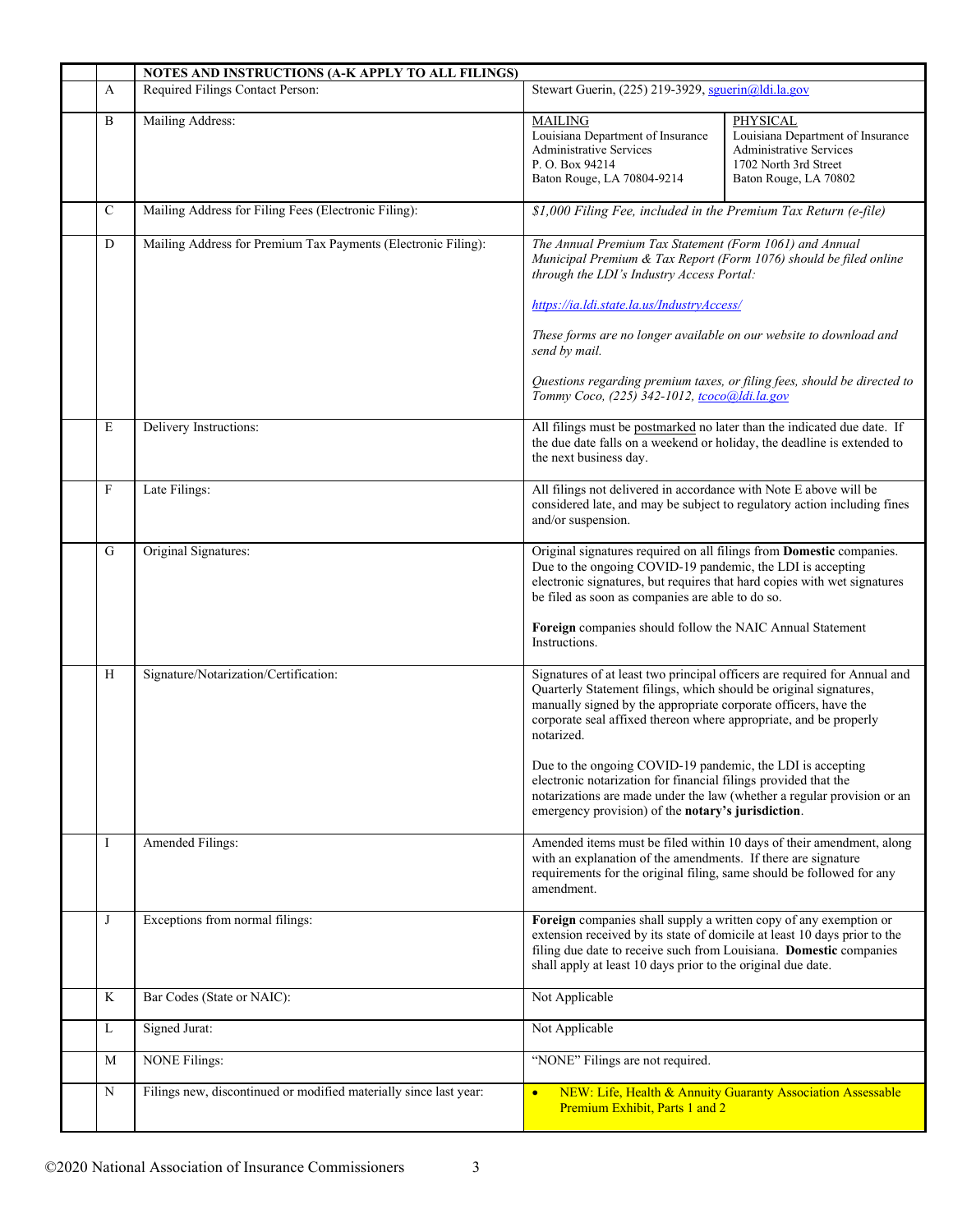| | | NOTES AND INSTRUCTIONS (A-K APPLY TO ALL FILINGS) | | |
|---|---|---|---|---|
| | A | Required Filings Contact Person: | Stewart Guerin, (225) 219-3929, sguerin@ldi.la.gov | |
| | B | Mailing Address: | MAILING<br>Louisiana Department of Insurance<br>Administrative Services<br>P. O. Box 94214<br>Baton Rouge, LA 70804-9214 | PHYSICAL<br>Louisiana Department of Insurance<br>Administrative Services<br>1702 North 3rd Street<br>Baton Rouge, LA 70802 |
| | C | Mailing Address for Filing Fees (Electronic Filing): | *$1,000 Filing Fee, included in the Premium Tax Return (e-file)* | |
| | D | Mailing Address for Premium Tax Payments (Electronic Filing): | *The Annual Premium Tax Statement (Form 1061) and Annual Municipal Premium & Tax Report (Form 1076) should be filed online through the LDI's Industry Access Portal:*<br><br>*https://ia.ldi.state.la.us/IndustryAccess/*<br><br>*These forms are no longer available on our website to download and send by mail.*<br><br>*Questions regarding premium taxes, or filing fees, should be directed to Tommy Coco, (225) 342-1012, tcoco@ldi.la.gov* | |
| | E | Delivery Instructions: | All filings must be postmarked no later than the indicated due date. If the due date falls on a weekend or holiday, the deadline is extended to the next business day. | |
| | F | Late Filings: | All filings not delivered in accordance with Note E above will be considered late, and may be subject to regulatory action including fines and/or suspension. | |
| | G | Original Signatures: | Original signatures required on all filings from **Domestic** companies. Due to the ongoing COVID-19 pandemic, the LDI is accepting electronic signatures, but requires that hard copies with wet signatures be filed as soon as companies are able to do so.<br><br>**Foreign** companies should follow the NAIC Annual Statement Instructions. | |
| | H | Signature/Notarization/Certification: | Signatures of at least two principal officers are required for Annual and Quarterly Statement filings, which should be original signatures, manually signed by the appropriate corporate officers, have the corporate seal affixed thereon where appropriate, and be properly notarized.<br><br>Due to the ongoing COVID-19 pandemic, the LDI is accepting electronic notarization for financial filings provided that the notarizations are made under the law (whether a regular provision or an emergency provision) of the **notary's jurisdiction**. | |
| | I | Amended Filings: | Amended items must be filed within 10 days of their amendment, along with an explanation of the amendments. If there are signature requirements for the original filing, same should be followed for any amendment. | |
| | J | Exceptions from normal filings: | **Foreign** companies shall supply a written copy of any exemption or extension received by its state of domicile at least 10 days prior to the filing due date to receive such from Louisiana. **Domestic** companies shall apply at least 10 days prior to the original due date. | |
| | K | Bar Codes (State or NAIC): | Not Applicable | |
| | L | Signed Jurat: | Not Applicable | |
| | M | NONE Filings: | "NONE" Filings are not required. | |
| | N | Filings new, discontinued or modified materially since last year: | • NEW: Life, Health & Annuity Guaranty Association Assessable Premium Exhibit, Parts 1 and 2 | |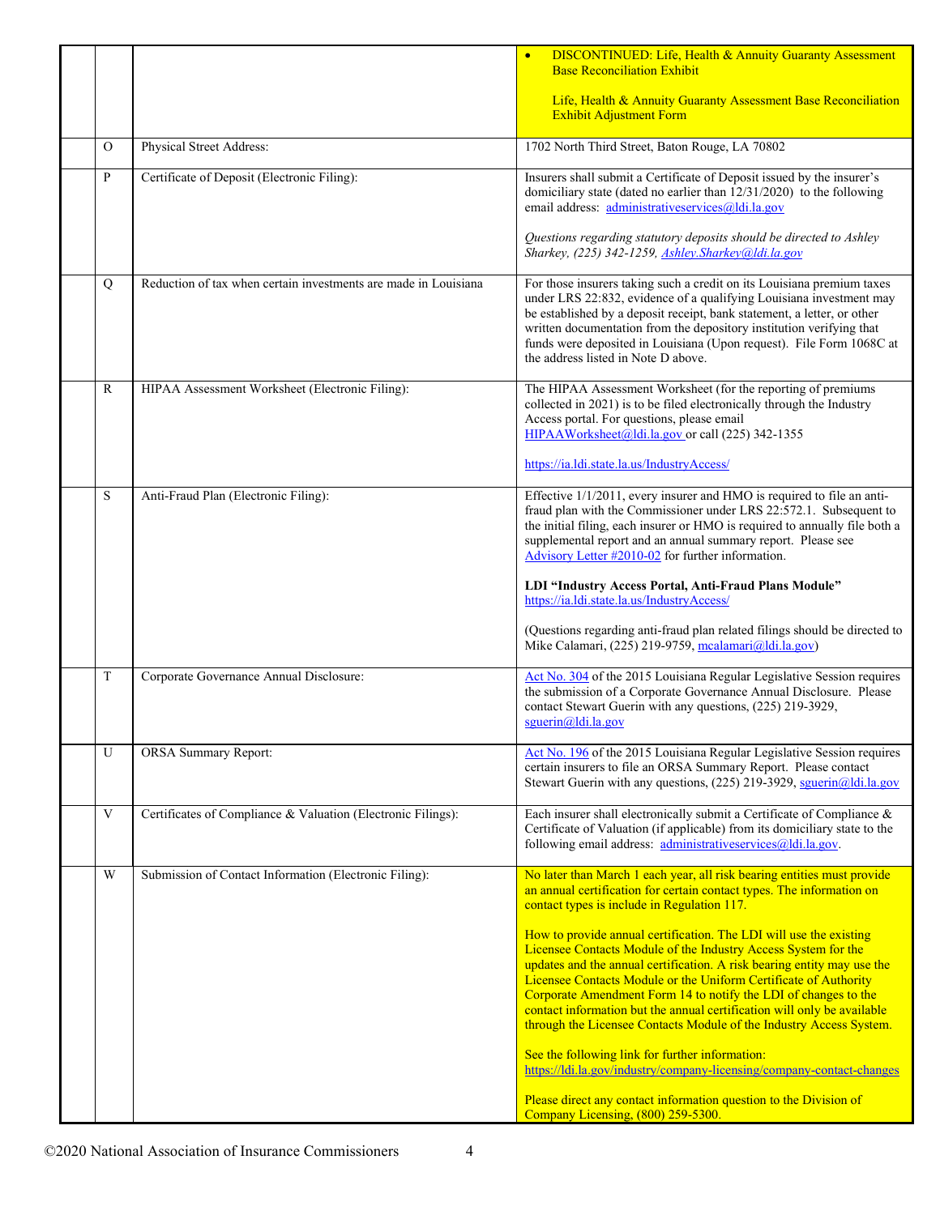| | | | |
|---|---|---|---|
| | | | • DISCONTINUED: Life, Health & Annuity Guaranty Assessment Base Reconciliation Exhibit<br><br>Life, Health & Annuity Guaranty Assessment Base Reconciliation Exhibit Adjustment Form |
| | O | Physical Street Address: | 1702 North Third Street, Baton Rouge, LA 70802 |
| | P | Certificate of Deposit (Electronic Filing): | Insurers shall submit a Certificate of Deposit issued by the insurer's domiciliary state (dated no earlier than 12/31/2020) to the following email address: administrativeservices@ldi.la.gov<br><br>*Questions regarding statutory deposits should be directed to Ashley Sharkey, (225) 342-1259, Ashley.Sharkey@ldi.la.gov* |
| | Q | Reduction of tax when certain investments are made in Louisiana | For those insurers taking such a credit on its Louisiana premium taxes under LRS 22:832, evidence of a qualifying Louisiana investment may be established by a deposit receipt, bank statement, a letter, or other written documentation from the depository institution verifying that funds were deposited in Louisiana (Upon request). File Form 1068C at the address listed in Note D above. |
| | R | HIPAA Assessment Worksheet (Electronic Filing): | The HIPAA Assessment Worksheet (for the reporting of premiums collected in 2021) is to be filed electronically through the Industry Access portal. For questions, please email HIPAAWorksheet@ldi.la.gov or call (225) 342-1355<br><br>https://ia.ldi.state.la.us/IndustryAccess/ |
| | S | Anti-Fraud Plan (Electronic Filing): | Effective 1/1/2011, every insurer and HMO is required to file an anti-fraud plan with the Commissioner under LRS 22:572.1. Subsequent to the initial filing, each insurer or HMO is required to annually file both a supplemental report and an annual summary report. Please see Advisory Letter #2010-02 for further information.<br><br>**LDI "Industry Access Portal, Anti-Fraud Plans Module"**<br>https://ia.ldi.state.la.us/IndustryAccess/<br><br>(Questions regarding anti-fraud plan related filings should be directed to Mike Calamari, (225) 219-9759, mcalamari@ldi.la.gov) |
| | T | Corporate Governance Annual Disclosure: | Act No. 304 of the 2015 Louisiana Regular Legislative Session requires the submission of a Corporate Governance Annual Disclosure. Please contact Stewart Guerin with any questions, (225) 219-3929, sguerin@ldi.la.gov |
| | U | ORSA Summary Report: | Act No. 196 of the 2015 Louisiana Regular Legislative Session requires certain insurers to file an ORSA Summary Report. Please contact Stewart Guerin with any questions, (225) 219-3929, sguerin@ldi.la.gov |
| | V | Certificates of Compliance & Valuation (Electronic Filings): | Each insurer shall electronically submit a Certificate of Compliance & Certificate of Valuation (if applicable) from its domiciliary state to the following email address: administrativeservices@ldi.la.gov. |
| | W | Submission of Contact Information (Electronic Filing): | No later than March 1 each year, all risk bearing entities must provide an annual certification for certain contact types. The information on contact types is include in Regulation 117.<br><br>How to provide annual certification. The LDI will use the existing Licensee Contacts Module of the Industry Access System for the updates and the annual certification. A risk bearing entity may use the Licensee Contacts Module or the Uniform Certificate of Authority Corporate Amendment Form 14 to notify the LDI of changes to the contact information but the annual certification will only be available through the Licensee Contacts Module of the Industry Access System.<br><br>See the following link for further information:<br>https://ldi.la.gov/industry/company-licensing/company-contact-changes<br><br>Please direct any contact information question to the Division of Company Licensing, (800) 259-5300. |

©2020 National Association of Insurance Commissioners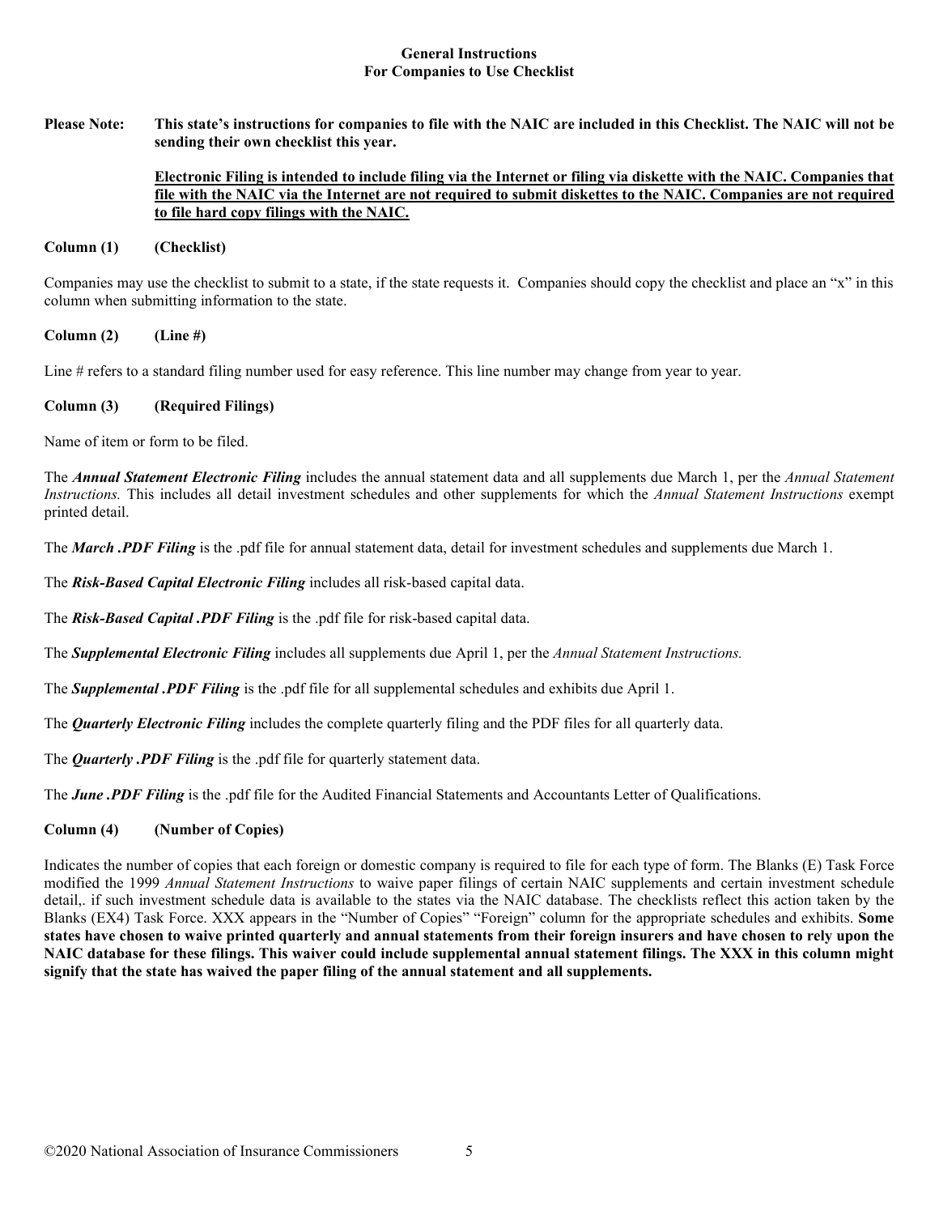## General Instructions
## For Companies to Use Checklist

**Please Note: This state's instructions for companies to file with the NAIC are included in this Checklist. The NAIC will not be sending their own checklist this year.**

**<u>Electronic Filing is intended to include filing via the Internet or filing via diskette with the NAIC. Companies that file with the NAIC via the Internet are not required to submit diskettes to the NAIC. Companies are not required to file hard copy filings with the NAIC.</u>**

**Column (1) (Checklist)**

Companies may use the checklist to submit to a state, if the state requests it. Companies should copy the checklist and place an "x" in this column when submitting information to the state.

**Column (2) (Line #)**

Line # refers to a standard filing number used for easy reference. This line number may change from year to year.

**Column (3) (Required Filings)**

Name of item or form to be filed.

The ***Annual Statement Electronic Filing*** includes the annual statement data and all supplements due March 1, per the *Annual Statement Instructions.* This includes all detail investment schedules and other supplements for which the *Annual Statement Instructions* exempt printed detail.

The ***March .PDF Filing*** is the .pdf file for annual statement data, detail for investment schedules and supplements due March 1.

The ***Risk-Based Capital Electronic Filing*** includes all risk-based capital data.

The ***Risk-Based Capital .PDF Filing*** is the .pdf file for risk-based capital data.

The ***Supplemental Electronic Filing*** includes all supplements due April 1, per the *Annual Statement Instructions.*

The ***Supplemental .PDF Filing*** is the .pdf file for all supplemental schedules and exhibits due April 1.

The ***Quarterly Electronic Filing*** includes the complete quarterly filing and the PDF files for all quarterly data.

The ***Quarterly .PDF Filing*** is the .pdf file for quarterly statement data.

The ***June .PDF Filing*** is the .pdf file for the Audited Financial Statements and Accountants Letter of Qualifications.

**Column (4) (Number of Copies)**

Indicates the number of copies that each foreign or domestic company is required to file for each type of form. The Blanks (E) Task Force modified the 1999 *Annual Statement Instructions* to waive paper filings of certain NAIC supplements and certain investment schedule detail,. if such investment schedule data is available to the states via the NAIC database. The checklists reflect this action taken by the Blanks (EX4) Task Force. XXX appears in the "Number of Copies" "Foreign" column for the appropriate schedules and exhibits. **Some states have chosen to waive printed quarterly and annual statements from their foreign insurers and have chosen to rely upon the NAIC database for these filings. This waiver could include supplemental annual statement filings. The XXX in this column might signify that the state has waived the paper filing of the annual statement and all supplements.**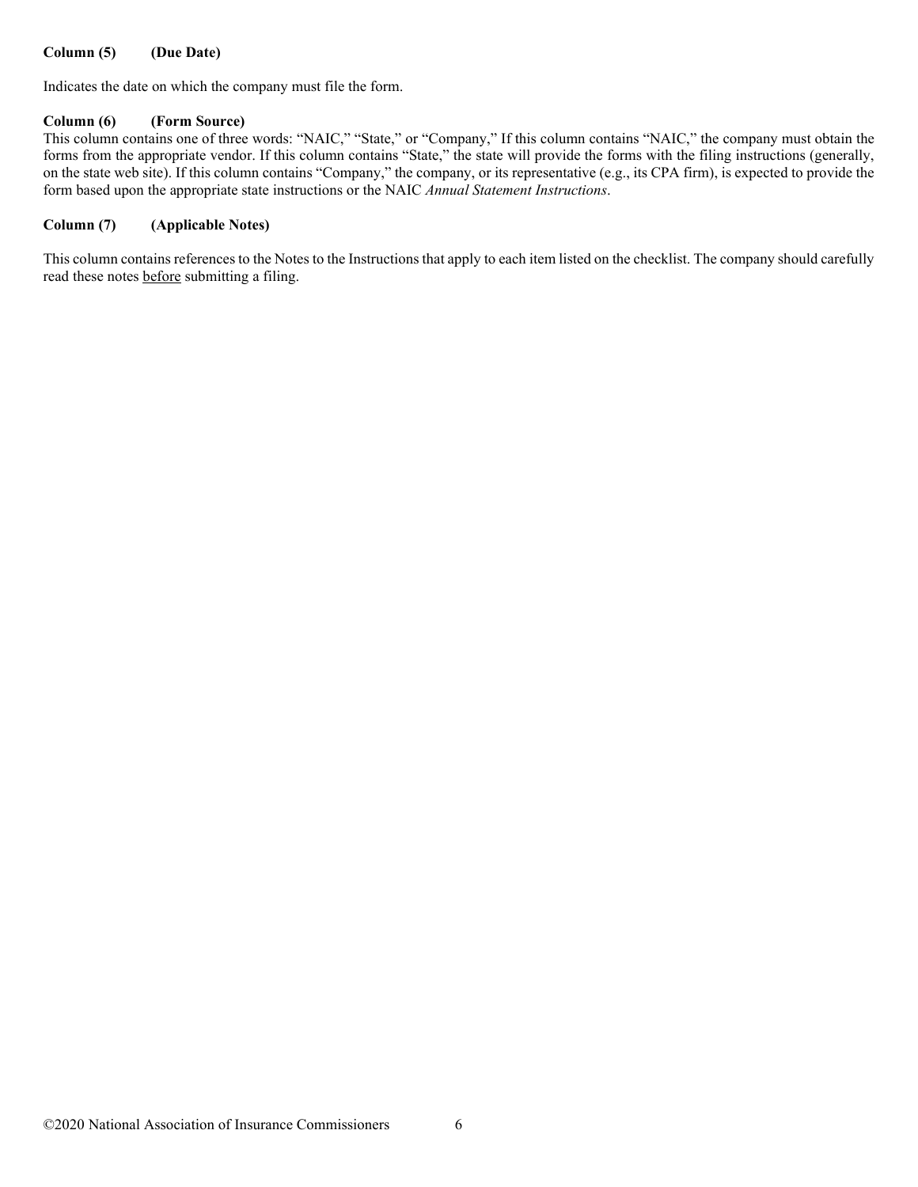**Column (5) (Due Date)**

Indicates the date on which the company must file the form.

**Column (6) (Form Source)**

This column contains one of three words: "NAIC," "State," or "Company," If this column contains "NAIC," the company must obtain the forms from the appropriate vendor. If this column contains "State," the state will provide the forms with the filing instructions (generally, on the state web site). If this column contains "Company," the company, or its representative (e.g., its CPA firm), is expected to provide the form based upon the appropriate state instructions or the NAIC *Annual Statement Instructions*.

**Column (7) (Applicable Notes)**

This column contains references to the Notes to the Instructions that apply to each item listed on the checklist. The company should carefully read these notes <u>before</u> submitting a filing.